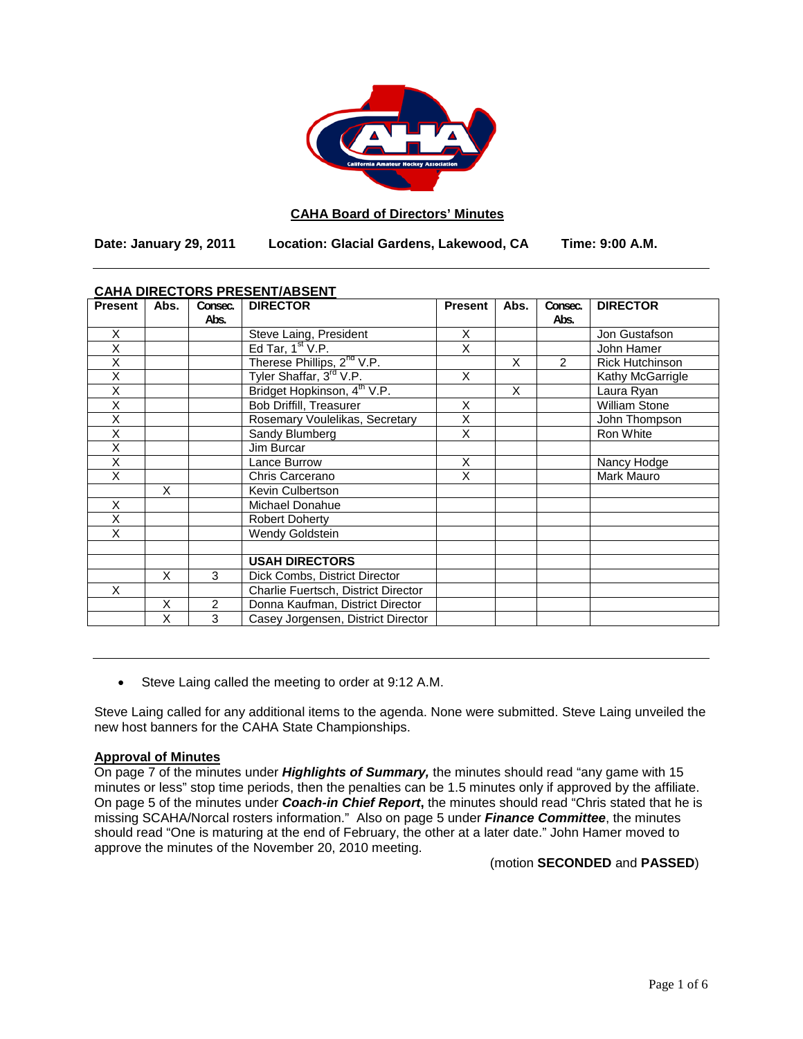## CAHA Board of Directors' Minutes

**Date: January 29, 2011 Location: Glacial Gardens, Lakewood, CA Time: 9:00 A.M.**

---

**CAHA DIRECTORS PRESENT/ABSENT**

| Present | Abs. | Consec. Abs. | DIRECTOR | Present | Abs. | Consec. Abs. | DIRECTOR |
|---|---|---|---|---|---|---|---|
| X | | | Steve Laing, President | X | | | Jon Gustafson |
| X | | | Ed Tar, 1st V.P. | X | | | John Hamer |
| X | | | Therese Phillips, 2nd V.P. | | X | 2 | Rick Hutchinson |
| X | | | Tyler Shaffar, 3rd V.P. | X | | | Kathy McGarrigle |
| X | | | Bridget Hopkinson, 4th V.P. | | X | | Laura Ryan |
| X | | | Bob Driffill, Treasurer | X | | | William Stone |
| X | | | Rosemary Voulelikas, Secretary | X | | | John Thompson |
| X | | | Sandy Blumberg | X | | | Ron White |
| X | | | Jim Burcar | | | | |
| X | | | Lance Burrow | X | | | Nancy Hodge |
| X | | | Chris Carcerano | X | | | Mark Mauro |
| | X | | Kevin Culbertson | | | | |
| X | | | Michael Donahue | | | | |
| X | | | Robert Doherty | | | | |
| X | | | Wendy Goldstein | | | | |
| | | | | | | | |
| | | | **USAH DIRECTORS** | | | | |
| | X | 3 | Dick Combs, District Director | | | | |
| X | | | Charlie Fuertsch, District Director | | | | |
| | X | 2 | Donna Kaufman, District Director | | | | |
| | X | 3 | Casey Jorgensen, District Director | | | | |

---

- Steve Laing called the meeting to order at 9:12 A.M.

Steve Laing called for any additional items to the agenda. None were submitted. Steve Laing unveiled the new host banners for the CAHA State Championships.

**Approval of Minutes**

On page 7 of the minutes under ***Highlights of Summary,*** the minutes should read "any game with 15 minutes or less" stop time periods, then the penalties can be 1.5 minutes only if approved by the affiliate. On page 5 of the minutes under ***Coach-in Chief Report***, the minutes should read "Chris stated that he is missing SCAHA/Norcal rosters information." Also on page 5 under ***Finance Committee***, the minutes should read "One is maturing at the end of February, the other at a later date." John Hamer moved to approve the minutes of the November 20, 2010 meeting.

(motion **SECONDED** and **PASSED**)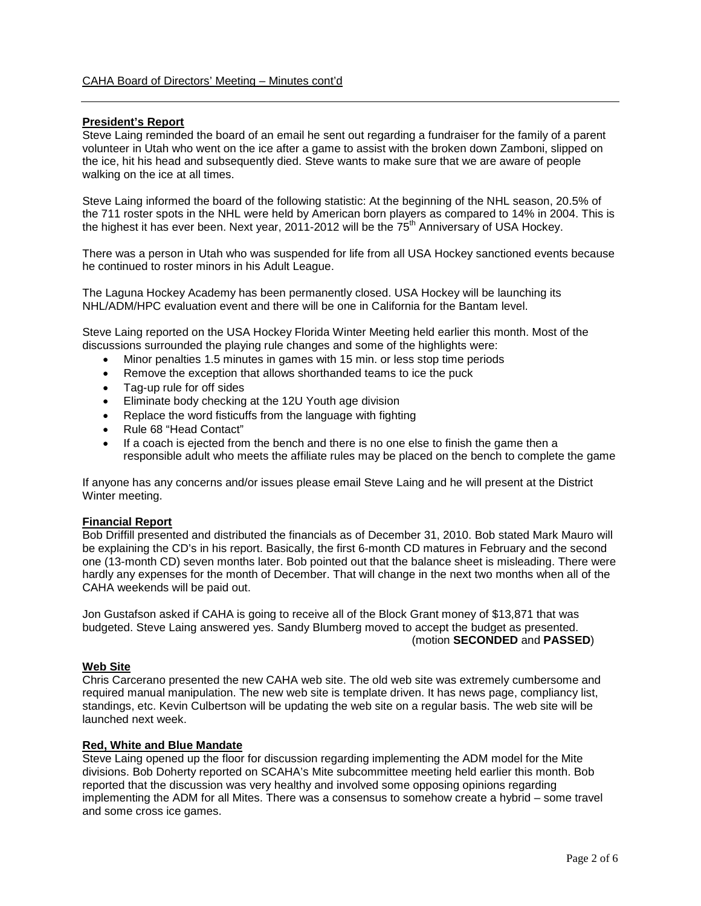CAHA Board of Directors' Meeting – Minutes cont'd

## President's Report

Steve Laing reminded the board of an email he sent out regarding a fundraiser for the family of a parent volunteer in Utah who went on the ice after a game to assist with the broken down Zamboni, slipped on the ice, hit his head and subsequently died. Steve wants to make sure that we are aware of people walking on the ice at all times.

Steve Laing informed the board of the following statistic: At the beginning of the NHL season, 20.5% of the 711 roster spots in the NHL were held by American born players as compared to 14% in 2004. This is the highest it has ever been. Next year, 2011-2012 will be the 75th Anniversary of USA Hockey.

There was a person in Utah who was suspended for life from all USA Hockey sanctioned events because he continued to roster minors in his Adult League.

The Laguna Hockey Academy has been permanently closed. USA Hockey will be launching its NHL/ADM/HPC evaluation event and there will be one in California for the Bantam level.

Steve Laing reported on the USA Hockey Florida Winter Meeting held earlier this month. Most of the discussions surrounded the playing rule changes and some of the highlights were:

- Minor penalties 1.5 minutes in games with 15 min. or less stop time periods
- Remove the exception that allows shorthanded teams to ice the puck
- Tag-up rule for off sides
- Eliminate body checking at the 12U Youth age division
- Replace the word fisticuffs from the language with fighting
- Rule 68 "Head Contact"
- If a coach is ejected from the bench and there is no one else to finish the game then a responsible adult who meets the affiliate rules may be placed on the bench to complete the game

If anyone has any concerns and/or issues please email Steve Laing and he will present at the District Winter meeting.

## Financial Report

Bob Driffill presented and distributed the financials as of December 31, 2010. Bob stated Mark Mauro will be explaining the CD's in his report. Basically, the first 6-month CD matures in February and the second one (13-month CD) seven months later. Bob pointed out that the balance sheet is misleading. There were hardly any expenses for the month of December. That will change in the next two months when all of the CAHA weekends will be paid out.

Jon Gustafson asked if CAHA is going to receive all of the Block Grant money of $13,871 that was budgeted. Steve Laing answered yes. Sandy Blumberg moved to accept the budget as presented.

(motion **SECONDED** and **PASSED**)

## Web Site

Chris Carcerano presented the new CAHA web site. The old web site was extremely cumbersome and required manual manipulation. The new web site is template driven. It has news page, compliancy list, standings, etc. Kevin Culbertson will be updating the web site on a regular basis. The web site will be launched next week.

## Red, White and Blue Mandate

Steve Laing opened up the floor for discussion regarding implementing the ADM model for the Mite divisions. Bob Doherty reported on SCAHA's Mite subcommittee meeting held earlier this month. Bob reported that the discussion was very healthy and involved some opposing opinions regarding implementing the ADM for all Mites. There was a consensus to somehow create a hybrid – some travel and some cross ice games.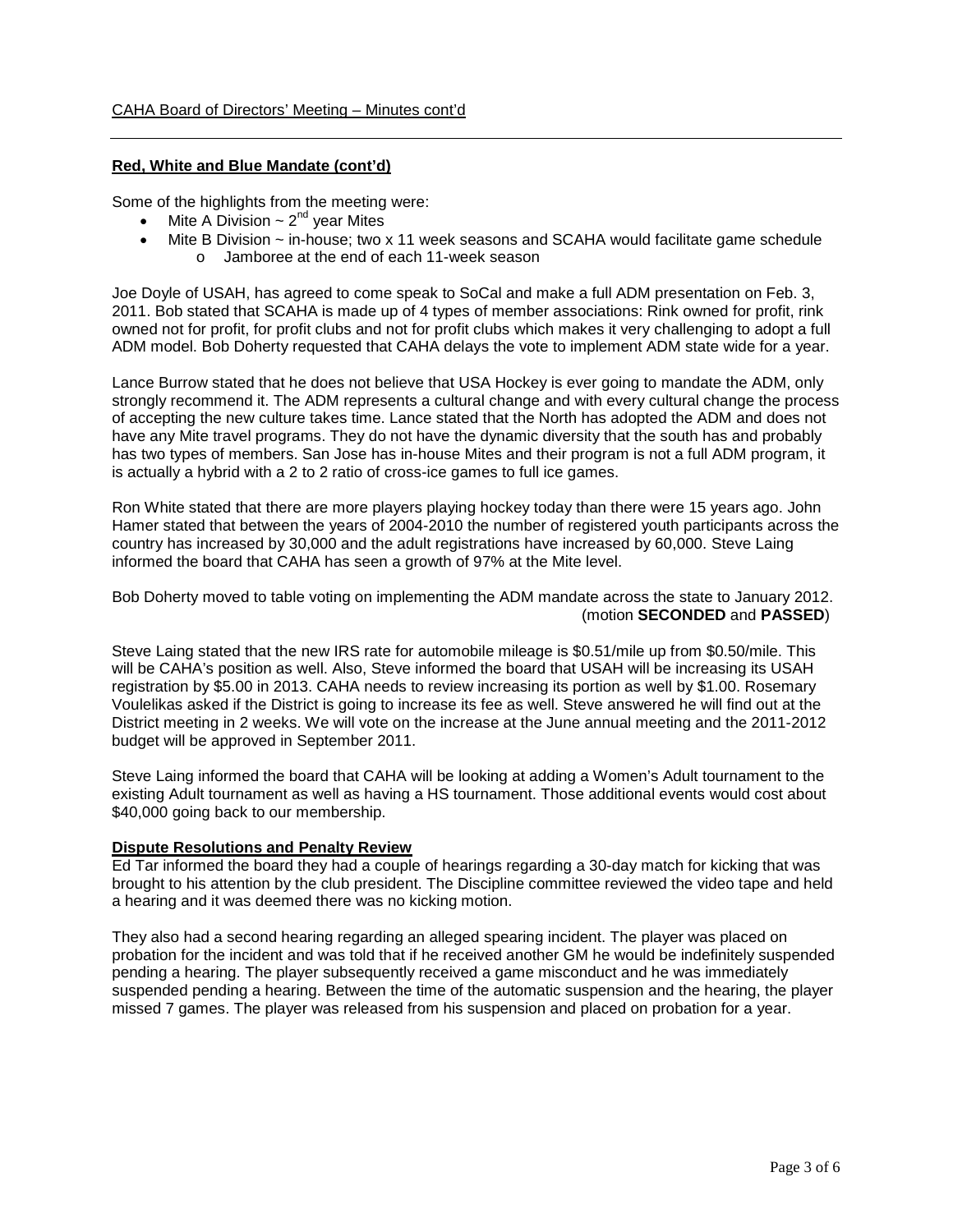CAHA Board of Directors' Meeting – Minutes cont'd

**Red, White and Blue Mandate (cont'd)**

Some of the highlights from the meeting were:

- Mite A Division ~ 2nd year Mites
- Mite B Division ~ in-house; two x 11 week seasons and SCAHA would facilitate game schedule
  - Jamboree at the end of each 11-week season

Joe Doyle of USAH, has agreed to come speak to SoCal and make a full ADM presentation on Feb. 3, 2011. Bob stated that SCAHA is made up of 4 types of member associations: Rink owned for profit, rink owned not for profit, for profit clubs and not for profit clubs which makes it very challenging to adopt a full ADM model. Bob Doherty requested that CAHA delays the vote to implement ADM state wide for a year.

Lance Burrow stated that he does not believe that USA Hockey is ever going to mandate the ADM, only strongly recommend it. The ADM represents a cultural change and with every cultural change the process of accepting the new culture takes time. Lance stated that the North has adopted the ADM and does not have any Mite travel programs. They do not have the dynamic diversity that the south has and probably has two types of members. San Jose has in-house Mites and their program is not a full ADM program, it is actually a hybrid with a 2 to 2 ratio of cross-ice games to full ice games.

Ron White stated that there are more players playing hockey today than there were 15 years ago. John Hamer stated that between the years of 2004-2010 the number of registered youth participants across the country has increased by 30,000 and the adult registrations have increased by 60,000. Steve Laing informed the board that CAHA has seen a growth of 97% at the Mite level.

Bob Doherty moved to table voting on implementing the ADM mandate across the state to January 2012.
(motion **SECONDED** and **PASSED**)

Steve Laing stated that the new IRS rate for automobile mileage is \$0.51/mile up from \$0.50/mile. This will be CAHA's position as well. Also, Steve informed the board that USAH will be increasing its USAH registration by \$5.00 in 2013. CAHA needs to review increasing its portion as well by \$1.00. Rosemary Voulelikas asked if the District is going to increase its fee as well. Steve answered he will find out at the District meeting in 2 weeks. We will vote on the increase at the June annual meeting and the 2011-2012 budget will be approved in September 2011.

Steve Laing informed the board that CAHA will be looking at adding a Women's Adult tournament to the existing Adult tournament as well as having a HS tournament. Those additional events would cost about \$40,000 going back to our membership.

**Dispute Resolutions and Penalty Review**

Ed Tar informed the board they had a couple of hearings regarding a 30-day match for kicking that was brought to his attention by the club president. The Discipline committee reviewed the video tape and held a hearing and it was deemed there was no kicking motion.

They also had a second hearing regarding an alleged spearing incident. The player was placed on probation for the incident and was told that if he received another GM he would be indefinitely suspended pending a hearing. The player subsequently received a game misconduct and he was immediately suspended pending a hearing. Between the time of the automatic suspension and the hearing, the player missed 7 games. The player was released from his suspension and placed on probation for a year.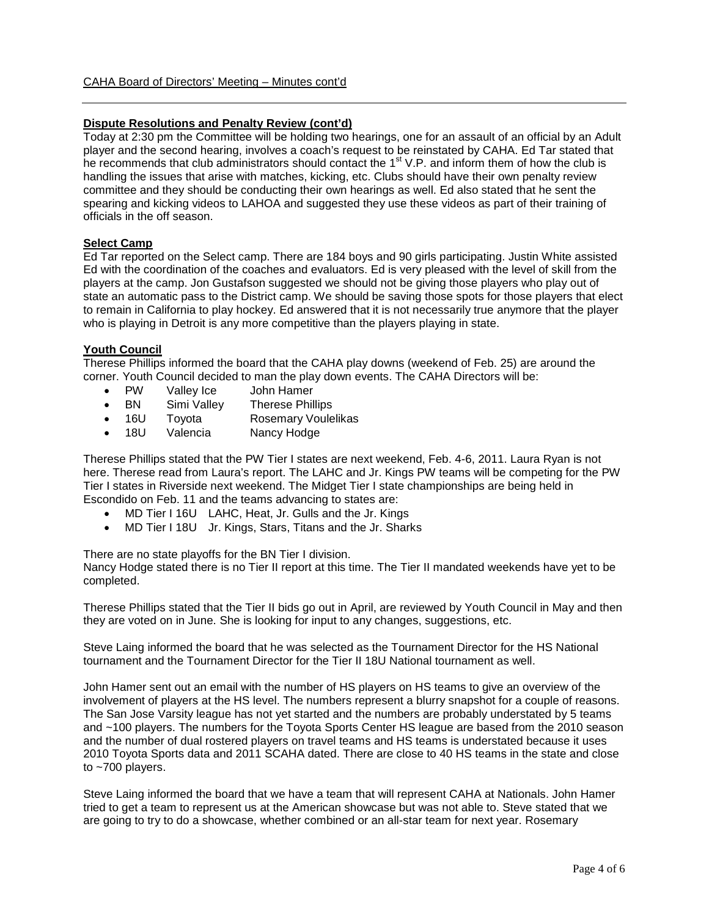## Dispute Resolutions and Penalty Review (cont'd)

Today at 2:30 pm the Committee will be holding two hearings, one for an assault of an official by an Adult player and the second hearing, involves a coach's request to be reinstated by CAHA. Ed Tar stated that he recommends that club administrators should contact the 1st V.P. and inform them of how the club is handling the issues that arise with matches, kicking, etc. Clubs should have their own penalty review committee and they should be conducting their own hearings as well. Ed also stated that he sent the spearing and kicking videos to LAHOA and suggested they use these videos as part of their training of officials in the off season.

## Select Camp

Ed Tar reported on the Select camp. There are 184 boys and 90 girls participating. Justin White assisted Ed with the coordination of the coaches and evaluators. Ed is very pleased with the level of skill from the players at the camp. Jon Gustafson suggested we should not be giving those players who play out of state an automatic pass to the District camp. We should be saving those spots for those players that elect to remain in California to play hockey. Ed answered that it is not necessarily true anymore that the player who is playing in Detroit is any more competitive than the players playing in state.

## Youth Council

Therese Phillips informed the board that the CAHA play downs (weekend of Feb. 25) are around the corner. Youth Council decided to man the play down events. The CAHA Directors will be:

- PW Valley Ice John Hamer
- BN Simi Valley Therese Phillips
- 16U Toyota Rosemary Voulelikas
- 18U Valencia Nancy Hodge

Therese Phillips stated that the PW Tier I states are next weekend, Feb. 4-6, 2011. Laura Ryan is not here. Therese read from Laura's report. The LAHC and Jr. Kings PW teams will be competing for the PW Tier I states in Riverside next weekend. The Midget Tier I state championships are being held in Escondido on Feb. 11 and the teams advancing to states are:

- MD Tier I 16U LAHC, Heat, Jr. Gulls and the Jr. Kings
- MD Tier I 18U Jr. Kings, Stars, Titans and the Jr. Sharks

There are no state playoffs for the BN Tier I division.
Nancy Hodge stated there is no Tier II report at this time. The Tier II mandated weekends have yet to be completed.

Therese Phillips stated that the Tier II bids go out in April, are reviewed by Youth Council in May and then they are voted on in June. She is looking for input to any changes, suggestions, etc.

Steve Laing informed the board that he was selected as the Tournament Director for the HS National tournament and the Tournament Director for the Tier II 18U National tournament as well.

John Hamer sent out an email with the number of HS players on HS teams to give an overview of the involvement of players at the HS level. The numbers represent a blurry snapshot for a couple of reasons. The San Jose Varsity league has not yet started and the numbers are probably understated by 5 teams and ~100 players. The numbers for the Toyota Sports Center HS league are based from the 2010 season and the number of dual rostered players on travel teams and HS teams is understated because it uses 2010 Toyota Sports data and 2011 SCAHA dated. There are close to 40 HS teams in the state and close to ~700 players.

Steve Laing informed the board that we have a team that will represent CAHA at Nationals. John Hamer tried to get a team to represent us at the American showcase but was not able to. Steve stated that we are going to try to do a showcase, whether combined or an all-star team for next year. Rosemary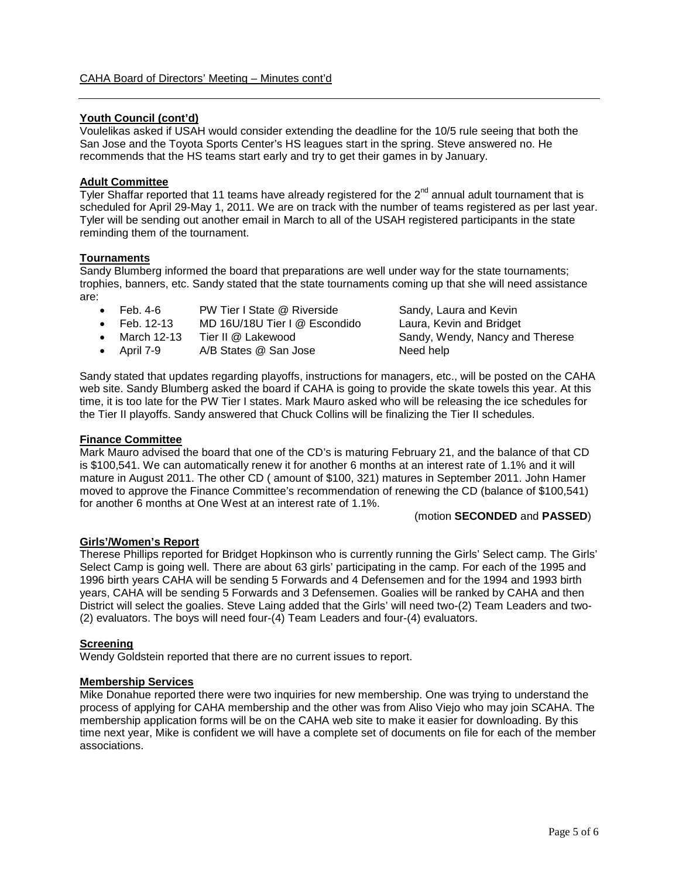CAHA Board of Directors' Meeting – Minutes cont'd

**Youth Council (cont'd)**

Voulelikas asked if USAH would consider extending the deadline for the 10/5 rule seeing that both the San Jose and the Toyota Sports Center's HS leagues start in the spring. Steve answered no. He recommends that the HS teams start early and try to get their games in by January.

**Adult Committee**

Tyler Shaffar reported that 11 teams have already registered for the 2nd annual adult tournament that is scheduled for April 29-May 1, 2011. We are on track with the number of teams registered as per last year. Tyler will be sending out another email in March to all of the USAH registered participants in the state reminding them of the tournament.

**Tournaments**

Sandy Blumberg informed the board that preparations are well under way for the state tournaments; trophies, banners, etc. Sandy stated that the state tournaments coming up that she will need assistance are:

- Feb. 4-6 PW Tier I State @ Riverside Sandy, Laura and Kevin
- Feb. 12-13 MD 16U/18U Tier I @ Escondido Laura, Kevin and Bridget
- March 12-13 Tier II @ Lakewood Sandy, Wendy, Nancy and Therese
- April 7-9 A/B States @ San Jose Need help

Sandy stated that updates regarding playoffs, instructions for managers, etc., will be posted on the CAHA web site. Sandy Blumberg asked the board if CAHA is going to provide the skate towels this year. At this time, it is too late for the PW Tier I states. Mark Mauro asked who will be releasing the ice schedules for the Tier II playoffs. Sandy answered that Chuck Collins will be finalizing the Tier II schedules.

**Finance Committee**

Mark Mauro advised the board that one of the CD's is maturing February 21, and the balance of that CD is $100,541. We can automatically renew it for another 6 months at an interest rate of 1.1% and it will mature in August 2011. The other CD ( amount of $100, 321) matures in September 2011. John Hamer moved to approve the Finance Committee's recommendation of renewing the CD (balance of $100,541) for another 6 months at One West at an interest rate of 1.1%.

(motion **SECONDED** and **PASSED**)

**Girls'/Women's Report**

Therese Phillips reported for Bridget Hopkinson who is currently running the Girls' Select camp. The Girls' Select Camp is going well. There are about 63 girls' participating in the camp. For each of the 1995 and 1996 birth years CAHA will be sending 5 Forwards and 4 Defensemen and for the 1994 and 1993 birth years, CAHA will be sending 5 Forwards and 3 Defensemen. Goalies will be ranked by CAHA and then District will select the goalies. Steve Laing added that the Girls' will need two-(2) Team Leaders and two-(2) evaluators. The boys will need four-(4) Team Leaders and four-(4) evaluators.

**Screening**

Wendy Goldstein reported that there are no current issues to report.

**Membership Services**

Mike Donahue reported there were two inquiries for new membership. One was trying to understand the process of applying for CAHA membership and the other was from Aliso Viejo who may join SCAHA. The membership application forms will be on the CAHA web site to make it easier for downloading. By this time next year, Mike is confident we will have a complete set of documents on file for each of the member associations.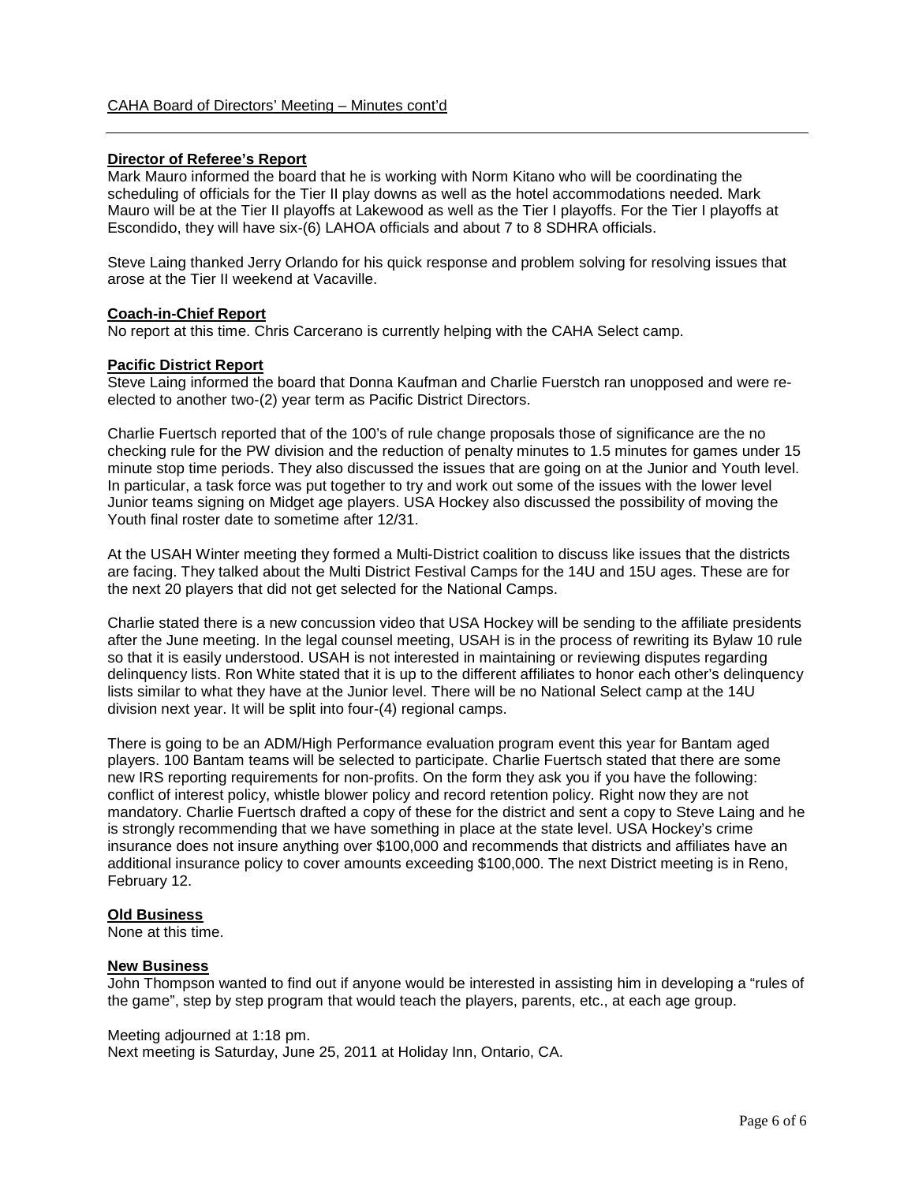## Director of Referee's Report

Mark Mauro informed the board that he is working with Norm Kitano who will be coordinating the scheduling of officials for the Tier II play downs as well as the hotel accommodations needed. Mark Mauro will be at the Tier II playoffs at Lakewood as well as the Tier I playoffs. For the Tier I playoffs at Escondido, they will have six-(6) LAHOA officials and about 7 to 8 SDHRA officials.

Steve Laing thanked Jerry Orlando for his quick response and problem solving for resolving issues that arose at the Tier II weekend at Vacaville.

## Coach-in-Chief Report

No report at this time. Chris Carcerano is currently helping with the CAHA Select camp.

## Pacific District Report

Steve Laing informed the board that Donna Kaufman and Charlie Fuerstch ran unopposed and were re-elected to another two-(2) year term as Pacific District Directors.

Charlie Fuertsch reported that of the 100's of rule change proposals those of significance are the no checking rule for the PW division and the reduction of penalty minutes to 1.5 minutes for games under 15 minute stop time periods. They also discussed the issues that are going on at the Junior and Youth level. In particular, a task force was put together to try and work out some of the issues with the lower level Junior teams signing on Midget age players. USA Hockey also discussed the possibility of moving the Youth final roster date to sometime after 12/31.

At the USAH Winter meeting they formed a Multi-District coalition to discuss like issues that the districts are facing. They talked about the Multi District Festival Camps for the 14U and 15U ages. These are for the next 20 players that did not get selected for the National Camps.

Charlie stated there is a new concussion video that USA Hockey will be sending to the affiliate presidents after the June meeting. In the legal counsel meeting, USAH is in the process of rewriting its Bylaw 10 rule so that it is easily understood. USAH is not interested in maintaining or reviewing disputes regarding delinquency lists. Ron White stated that it is up to the different affiliates to honor each other's delinquency lists similar to what they have at the Junior level. There will be no National Select camp at the 14U division next year. It will be split into four-(4) regional camps.

There is going to be an ADM/High Performance evaluation program event this year for Bantam aged players. 100 Bantam teams will be selected to participate. Charlie Fuertsch stated that there are some new IRS reporting requirements for non-profits. On the form they ask you if you have the following: conflict of interest policy, whistle blower policy and record retention policy. Right now they are not mandatory. Charlie Fuertsch drafted a copy of these for the district and sent a copy to Steve Laing and he is strongly recommending that we have something in place at the state level. USA Hockey's crime insurance does not insure anything over $100,000 and recommends that districts and affiliates have an additional insurance policy to cover amounts exceeding $100,000. The next District meeting is in Reno, February 12.

## Old Business

None at this time.

## New Business

John Thompson wanted to find out if anyone would be interested in assisting him in developing a "rules of the game", step by step program that would teach the players, parents, etc., at each age group.

Meeting adjourned at 1:18 pm.
Next meeting is Saturday, June 25, 2011 at Holiday Inn, Ontario, CA.